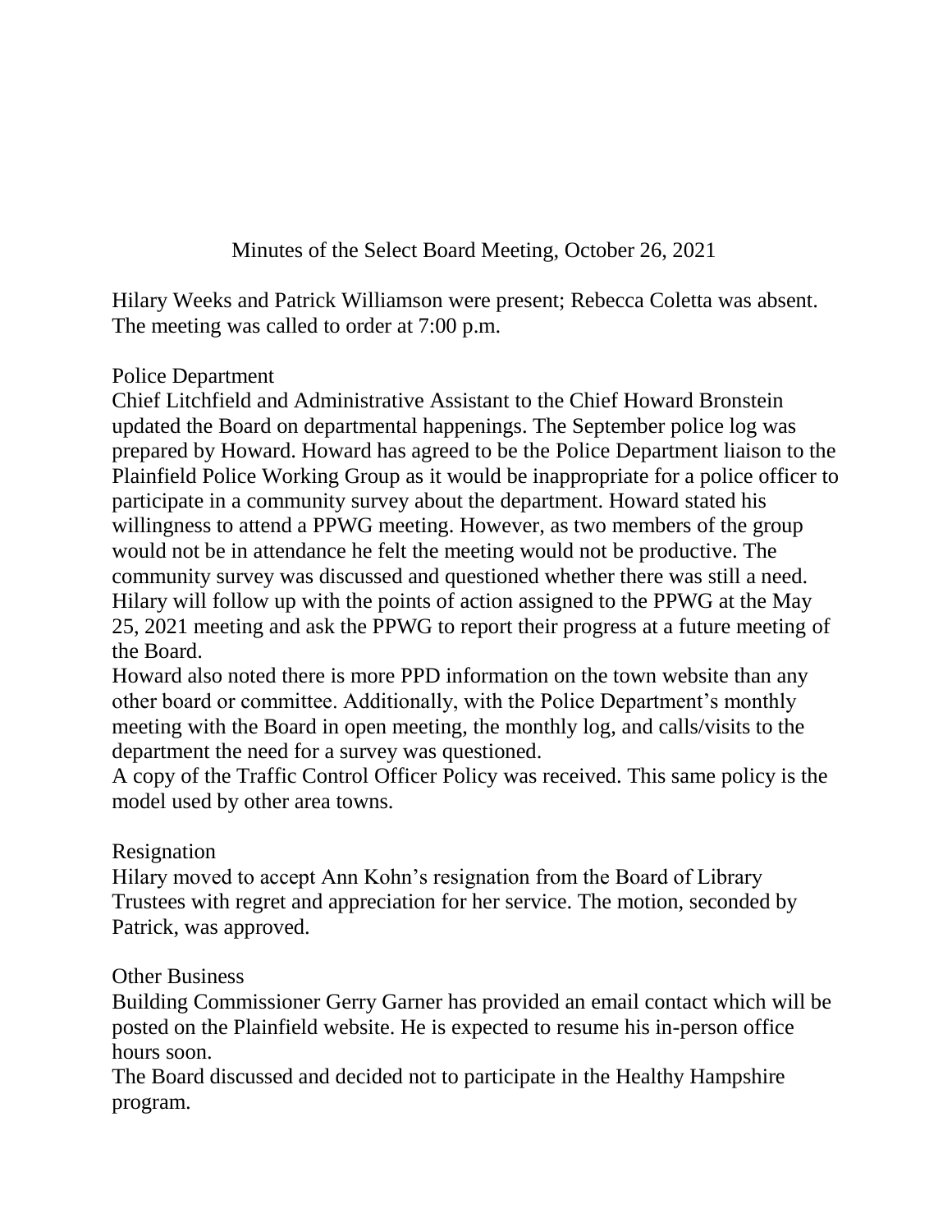# Minutes of the Select Board Meeting, October 26, 2021

Hilary Weeks and Patrick Williamson were present; Rebecca Coletta was absent. The meeting was called to order at 7:00 p.m.

## Police Department

Chief Litchfield and Administrative Assistant to the Chief Howard Bronstein updated the Board on departmental happenings. The September police log was prepared by Howard. Howard has agreed to be the Police Department liaison to the Plainfield Police Working Group as it would be inappropriate for a police officer to participate in a community survey about the department. Howard stated his willingness to attend a PPWG meeting. However, as two members of the group would not be in attendance he felt the meeting would not be productive. The community survey was discussed and questioned whether there was still a need. Hilary will follow up with the points of action assigned to the PPWG at the May 25, 2021 meeting and ask the PPWG to report their progress at a future meeting of the Board.

Howard also noted there is more PPD information on the town website than any other board or committee. Additionally, with the Police Department's monthly meeting with the Board in open meeting, the monthly log, and calls/visits to the department the need for a survey was questioned.

A copy of the Traffic Control Officer Policy was received. This same policy is the model used by other area towns.

## Resignation

Hilary moved to accept Ann Kohn's resignation from the Board of Library Trustees with regret and appreciation for her service. The motion, seconded by Patrick, was approved.

## Other Business

Building Commissioner Gerry Garner has provided an email contact which will be posted on the Plainfield website. He is expected to resume his in-person office hours soon.

The Board discussed and decided not to participate in the Healthy Hampshire program.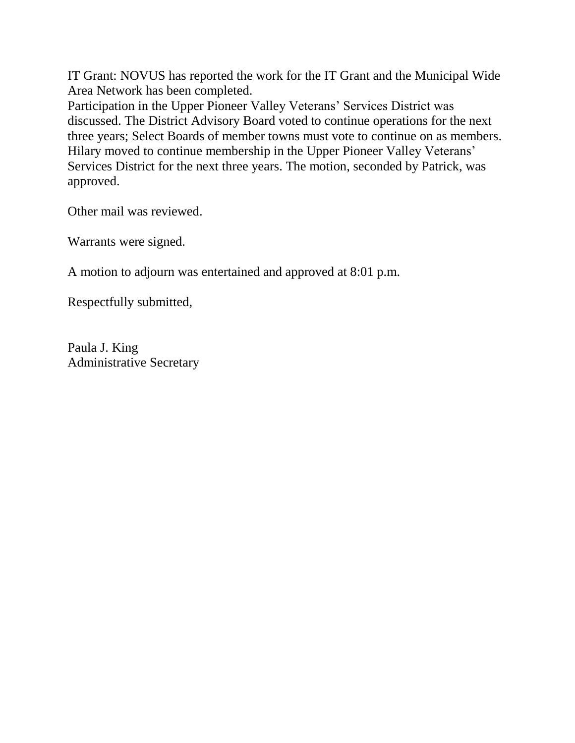IT Grant: NOVUS has reported the work for the IT Grant and the Municipal Wide Area Network has been completed.
Participation in the Upper Pioneer Valley Veterans' Services District was discussed. The District Advisory Board voted to continue operations for the next three years; Select Boards of member towns must vote to continue on as members. Hilary moved to continue membership in the Upper Pioneer Valley Veterans' Services District for the next three years. The motion, seconded by Patrick, was approved.

Other mail was reviewed.

Warrants were signed.

A motion to adjourn was entertained and approved at 8:01 p.m.

Respectfully submitted,

Paula J. King
Administrative Secretary